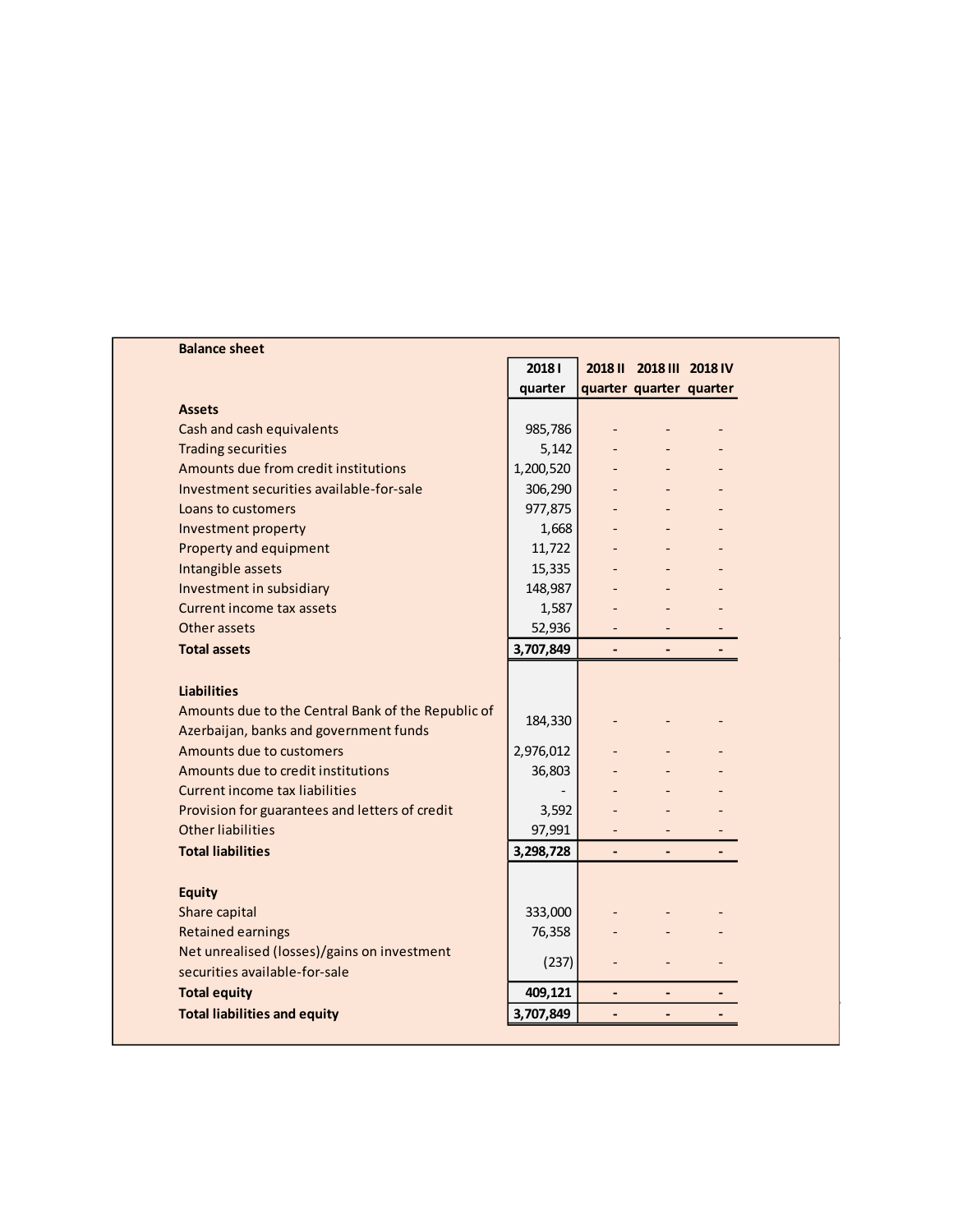## Balance sheet

| | 2018 I quarter | 2018 II quarter | 2018 III quarter | 2018 IV quarter |
|---|---|---|---|---|
| **Assets** | | | | |
| Cash and cash equivalents | 985,786 | - | - | - |
| Trading securities | 5,142 | - | - | - |
| Amounts due from credit institutions | 1,200,520 | - | - | - |
| Investment securities available-for-sale | 306,290 | - | - | - |
| Loans to customers | 977,875 | - | - | - |
| Investment property | 1,668 | - | - | - |
| Property and equipment | 11,722 | - | - | - |
| Intangible assets | 15,335 | - | - | - |
| Investment in subsidiary | 148,987 | - | - | - |
| Current income tax assets | 1,587 | - | - | - |
| Other assets | 52,936 | - | - | - |
| **Total assets** | **3,707,849** | **-** | **-** | **-** |
| | | | | |
| **Liabilities** | | | | |
| Amounts due to the Central Bank of the Republic of Azerbaijan, banks and government funds | 184,330 | - | - | - |
| Amounts due to customers | 2,976,012 | - | - | - |
| Amounts due to credit institutions | 36,803 | - | - | - |
| Current income tax liabilities | - | - | - | - |
| Provision for guarantees and letters of credit | 3,592 | - | - | - |
| Other liabilities | 97,991 | - | - | - |
| **Total liabilities** | **3,298,728** | **-** | **-** | **-** |
| | | | | |
| **Equity** | | | | |
| Share capital | 333,000 | - | - | - |
| Retained earnings | 76,358 | - | - | - |
| Net unrealised (losses)/gains on investment securities available-for-sale | (237) | - | - | - |
| **Total equity** | **409,121** | **-** | **-** | **-** |
| **Total liabilities and equity** | **3,707,849** | **-** | **-** | **-** |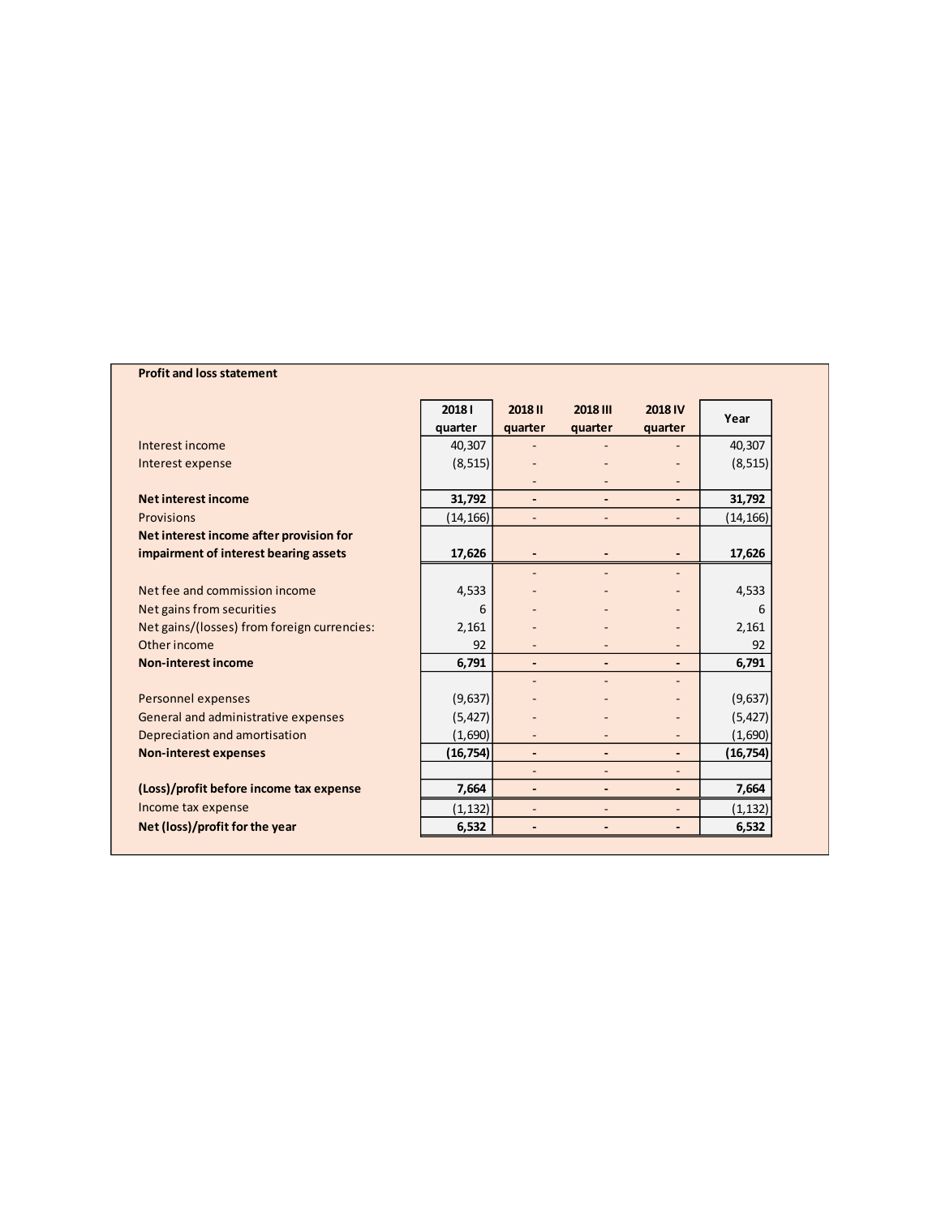**Profit and loss statement**

| | 2018 I quarter | 2018 II quarter | 2018 III quarter | 2018 IV quarter | Year |
|---|---|---|---|---|---|
| Interest income | 40,307 | - | - | - | 40,307 |
| Interest expense | (8,515) | - | - | - | (8,515) |
| | | - | - | - | |
| **Net interest income** | **31,792** | **-** | **-** | **-** | **31,792** |
| Provisions | (14,166) | - | - | - | (14,166) |
| **Net interest income after provision for impairment of interest bearing assets** | **17,626** | **-** | **-** | **-** | **17,626** |
| | | - | - | - | |
| Net fee and commission income | 4,533 | - | - | - | 4,533 |
| Net gains from securities | 6 | - | - | - | 6 |
| Net gains/(losses) from foreign currencies: | 2,161 | - | - | - | 2,161 |
| Other income | 92 | - | - | - | 92 |
| **Non-interest income** | **6,791** | **-** | **-** | **-** | **6,791** |
| | | - | - | - | |
| Personnel expenses | (9,637) | - | - | - | (9,637) |
| General and administrative expenses | (5,427) | - | - | - | (5,427) |
| Depreciation and amortisation | (1,690) | - | - | - | (1,690) |
| **Non-interest expenses** | **(16,754)** | **-** | **-** | **-** | **(16,754)** |
| | | - | - | - | |
| **(Loss)/profit before income tax expense** | **7,664** | **-** | **-** | **-** | **7,664** |
| Income tax expense | (1,132) | - | - | - | (1,132) |
| **Net (loss)/profit for the year** | **6,532** | **-** | **-** | **-** | **6,532** |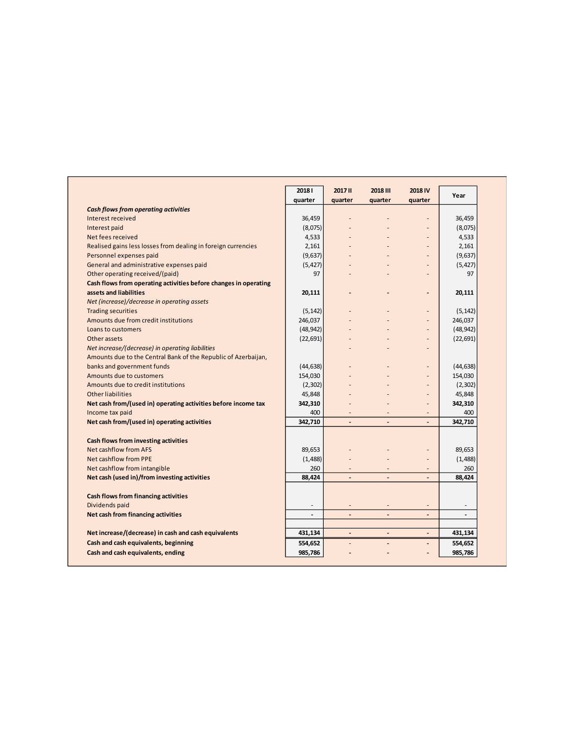| | 2018 I quarter | 2017 II quarter | 2018 III quarter | 2018 IV quarter | Year |
|---|---|---|---|---|---|
| ***Cash flows from operating activities*** | | | | | |
| Interest received | 36,459 | - | - | - | 36,459 |
| Interest paid | (8,075) | - | - | - | (8,075) |
| Net fees received | 4,533 | - | - | - | 4,533 |
| Realised gains less losses from dealing in foreign currencies | 2,161 | - | - | - | 2,161 |
| Personnel expenses paid | (9,637) | - | - | - | (9,637) |
| General and administrative expenses paid | (5,427) | - | - | - | (5,427) |
| Other operating received/(paid) | 97 | - | - | - | 97 |
| **Cash flows from operating activities before changes in operating assets and liabilities** | **20,111** | **-** | **-** | **-** | **20,111** |
| *Net (increase)/decrease in operating assets* | | | | | |
| Trading securities | (5,142) | - | - | - | (5,142) |
| Amounts due from credit institutions | 246,037 | - | - | - | 246,037 |
| Loans to customers | (48,942) | - | - | - | (48,942) |
| Other assets | (22,691) | - | - | - | (22,691) |
| *Net increase/(decrease) in operating liabilities* | | - | - | - | |
| Amounts due to the Central Bank of the Republic of Azerbaijan, banks and government funds | (44,638) | - | - | - | (44,638) |
| Amounts due to customers | 154,030 | - | - | - | 154,030 |
| Amounts due to credit institutions | (2,302) | - | - | - | (2,302) |
| Other liabilities | 45,848 | - | - | - | 45,848 |
| **Net cash from/(used in) operating activities before income tax** | **342,310** | - | - | - | **342,310** |
| Income tax paid | 400 | - | - | - | 400 |
| **Net cash from/(used in) operating activities** | **342,710** | **-** | **-** | **-** | **342,710** |
| | | | | | |
| **Cash flows from investing activities** | | | | | |
| Net cashflow from AFS | 89,653 | - | - | - | 89,653 |
| Net cashflow from PPE | (1,488) | - | - | - | (1,488) |
| Net cashflow from intangible | 260 | - | - | - | 260 |
| **Net cash (used in)/from investing activities** | **88,424** | **-** | **-** | **-** | **88,424** |
| | | | | | |
| **Cash flows from financing activities** | | | | | |
| Dividends paid | - | - | - | - | - |
| **Net cash from financing activities** | **-** | **-** | **-** | **-** | **-** |
| | | | | | |
| **Net increase/(decrease) in cash and cash equivalents** | **431,134** | **-** | **-** | **-** | **431,134** |
| **Cash and cash equivalents, beginning** | **554,652** | - | - | - | **554,652** |
| **Cash and cash equivalents, ending** | **985,786** | **-** | **-** | **-** | **985,786** |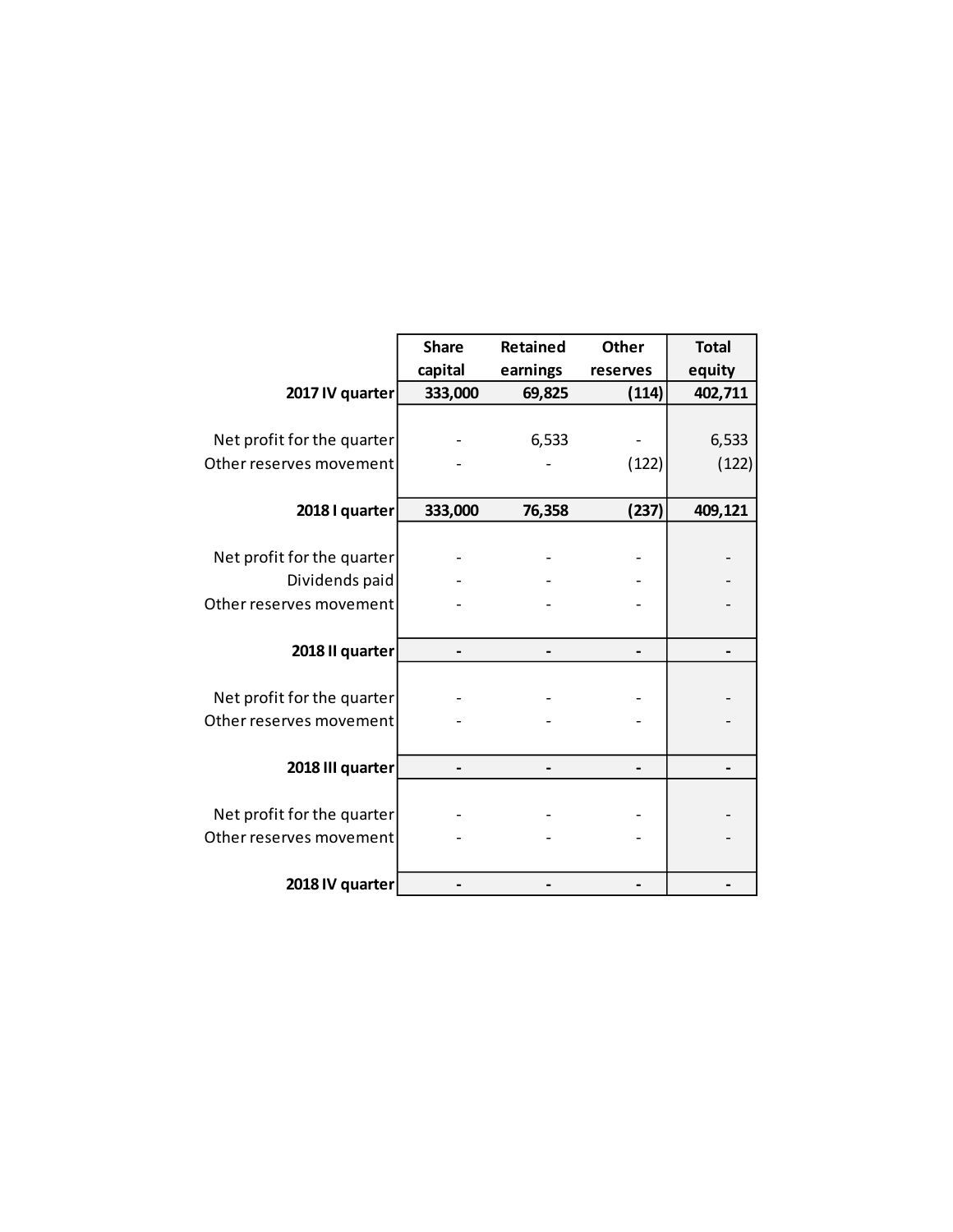| | Share capital | Retained earnings | Other reserves | Total equity |
|---|---|---|---|---|
| **2017 IV quarter** | **333,000** | **69,825** | **(114)** | **402,711** |
| Net profit for the quarter | - | 6,533 | - | 6,533 |
| Other reserves movement | - | - | (122) | (122) |
| **2018 I quarter** | **333,000** | **76,358** | **(237)** | **409,121** |
| Net profit for the quarter | - | - | - | - |
| Dividends paid | - | - | - | - |
| Other reserves movement | - | - | - | - |
| **2018 II quarter** | **-** | **-** | **-** | **-** |
| Net profit for the quarter | - | - | - | - |
| Other reserves movement | - | - | - | - |
| **2018 III quarter** | **-** | **-** | **-** | **-** |
| Net profit for the quarter | - | - | - | - |
| Other reserves movement | - | - | - | - |
| **2018 IV quarter** | **-** | **-** | **-** | **-** |